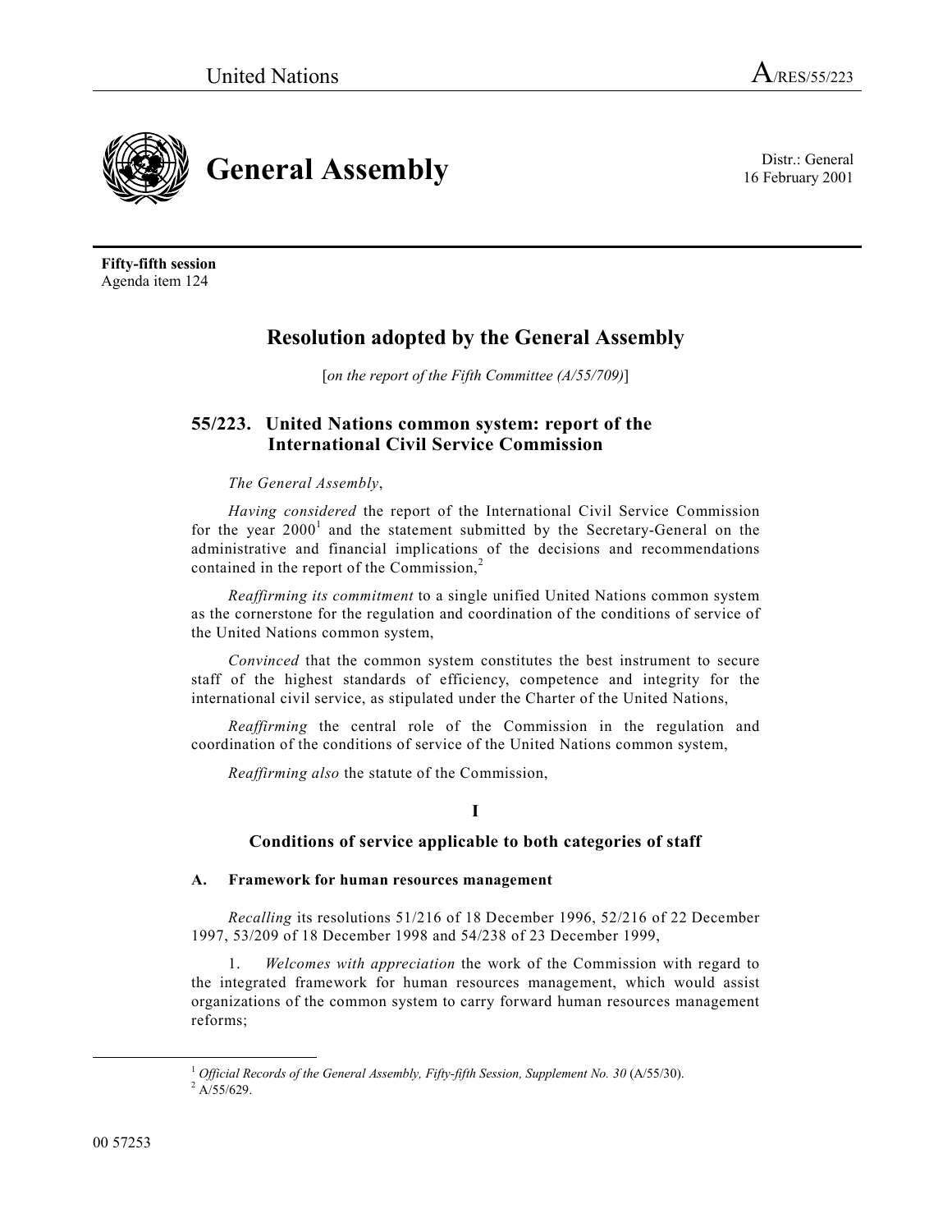United Nations A/RES/55/223

# General Assembly

Distr.: General
16 February 2001

**Fifty-fifth session**
Agenda item 124

## Resolution adopted by the General Assembly

[*on the report of the Fifth Committee (A/55/709)*]

### 55/223. United Nations common system: report of the International Civil Service Commission

*The General Assembly*,

*Having considered* the report of the International Civil Service Commission for the year 2000[1] and the statement submitted by the Secretary-General on the administrative and financial implications of the decisions and recommendations contained in the report of the Commission,[2]

*Reaffirming its commitment* to a single unified United Nations common system as the cornerstone for the regulation and coordination of the conditions of service of the United Nations common system,

*Convinced* that the common system constitutes the best instrument to secure staff of the highest standards of efficiency, competence and integrity for the international civil service, as stipulated under the Charter of the United Nations,

*Reaffirming* the central role of the Commission in the regulation and coordination of the conditions of service of the United Nations common system,

*Reaffirming also* the statute of the Commission,

### I

### Conditions of service applicable to both categories of staff

#### A. Framework for human resources management

*Recalling* its resolutions 51/216 of 18 December 1996, 52/216 of 22 December 1997, 53/209 of 18 December 1998 and 54/238 of 23 December 1999,

1. *Welcomes with appreciation* the work of the Commission with regard to the integrated framework for human resources management, which would assist organizations of the common system to carry forward human resources management reforms;

---

[1] *Official Records of the General Assembly, Fifty-fifth Session, Supplement No. 30* (A/55/30).
[2] A/55/629.

00 57253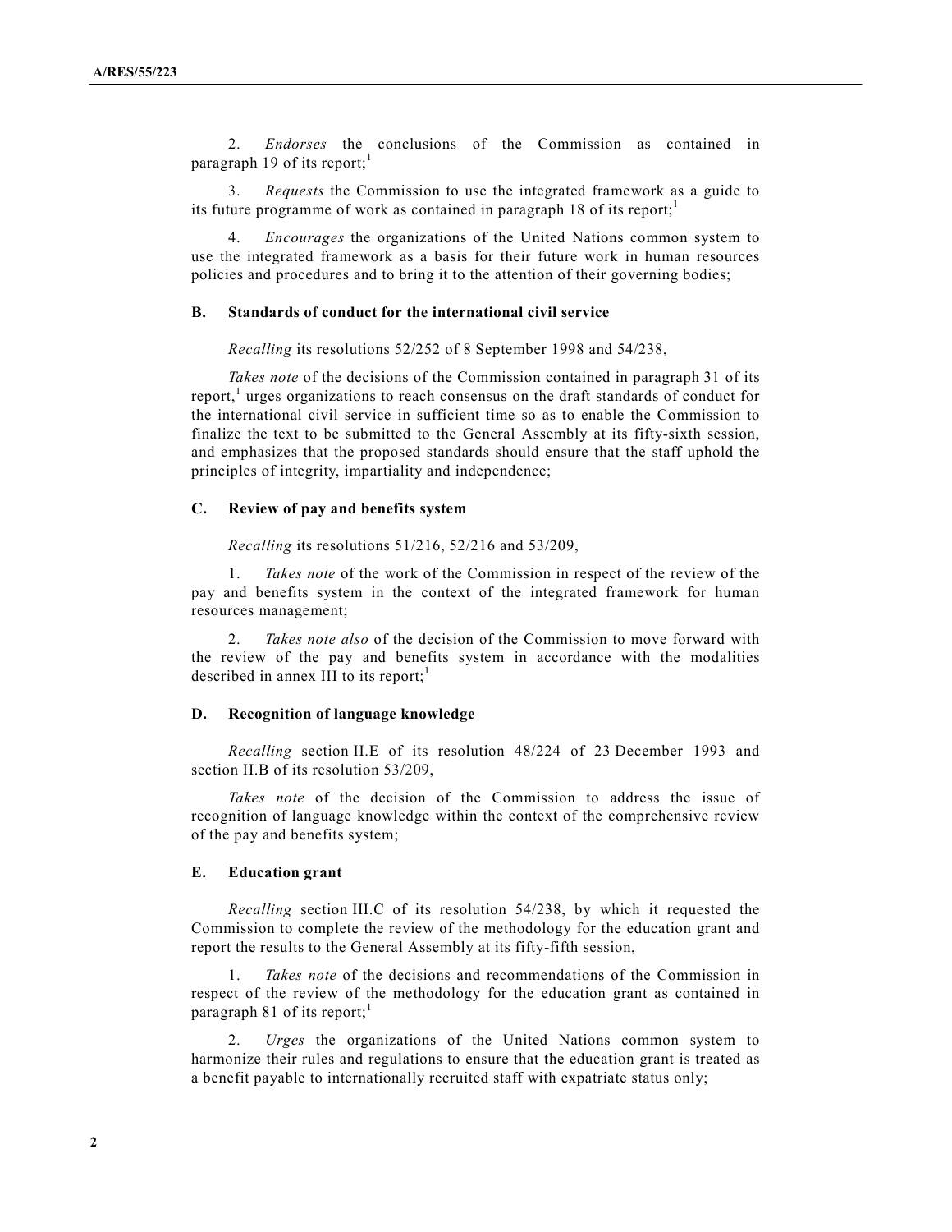2. *Endorses* the conclusions of the Commission as contained in paragraph 19 of its report;[1]

3. *Requests* the Commission to use the integrated framework as a guide to its future programme of work as contained in paragraph 18 of its report;[1]

4. *Encourages* the organizations of the United Nations common system to use the integrated framework as a basis for their future work in human resources policies and procedures and to bring it to the attention of their governing bodies;

### B. Standards of conduct for the international civil service

*Recalling* its resolutions 52/252 of 8 September 1998 and 54/238,

*Takes note* of the decisions of the Commission contained in paragraph 31 of its report,[1] urges organizations to reach consensus on the draft standards of conduct for the international civil service in sufficient time so as to enable the Commission to finalize the text to be submitted to the General Assembly at its fifty-sixth session, and emphasizes that the proposed standards should ensure that the staff uphold the principles of integrity, impartiality and independence;

### C. Review of pay and benefits system

*Recalling* its resolutions 51/216, 52/216 and 53/209,

1. *Takes note* of the work of the Commission in respect of the review of the pay and benefits system in the context of the integrated framework for human resources management;

2. *Takes note also* of the decision of the Commission to move forward with the review of the pay and benefits system in accordance with the modalities described in annex III to its report;[1]

### D. Recognition of language knowledge

*Recalling* section II.E of its resolution 48/224 of 23 December 1993 and section II.B of its resolution 53/209,

*Takes note* of the decision of the Commission to address the issue of recognition of language knowledge within the context of the comprehensive review of the pay and benefits system;

### E. Education grant

*Recalling* section III.C of its resolution 54/238, by which it requested the Commission to complete the review of the methodology for the education grant and report the results to the General Assembly at its fifty-fifth session,

1. *Takes note* of the decisions and recommendations of the Commission in respect of the review of the methodology for the education grant as contained in paragraph 81 of its report;[1]

2. *Urges* the organizations of the United Nations common system to harmonize their rules and regulations to ensure that the education grant is treated as a benefit payable to internationally recruited staff with expatriate status only;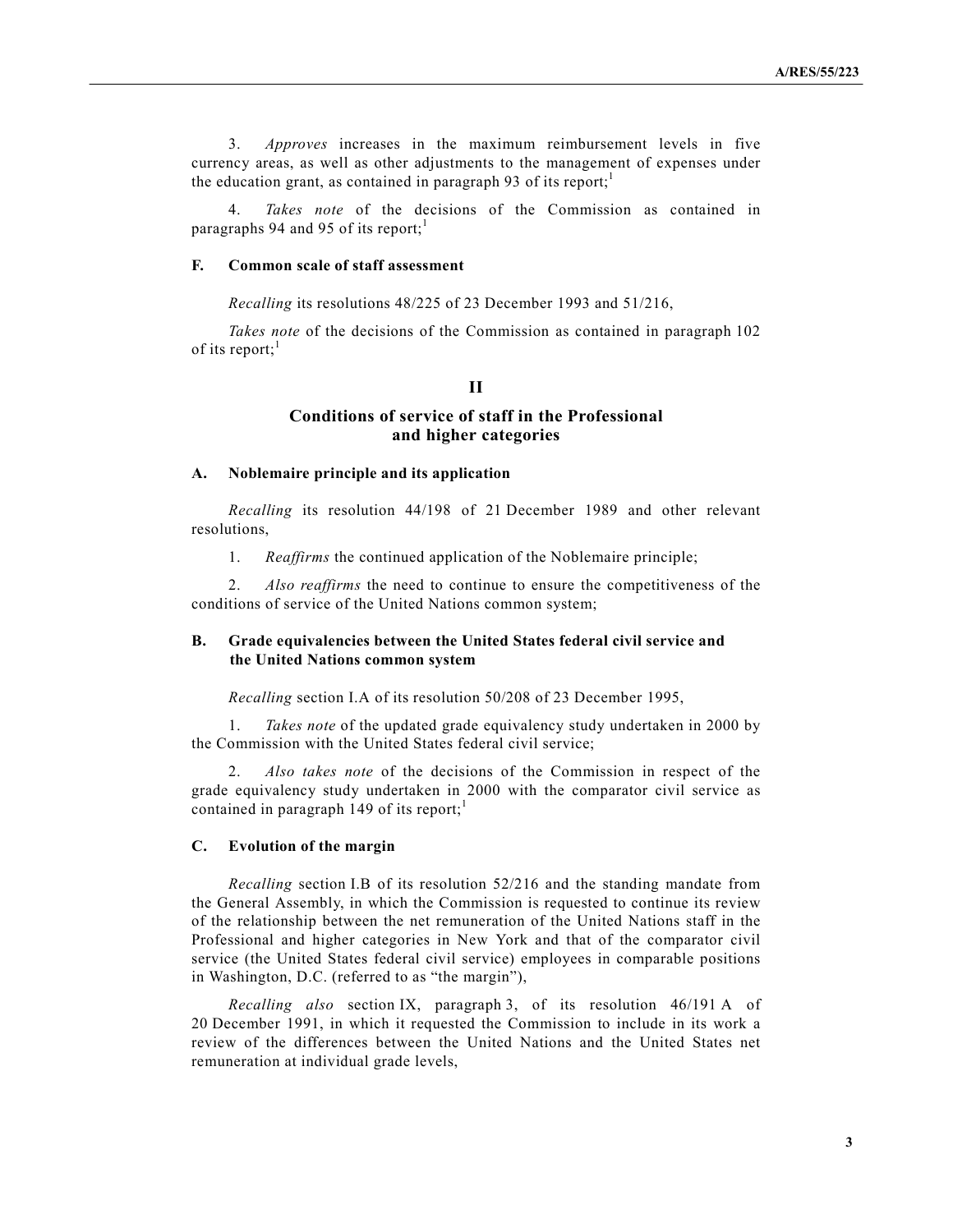3. *Approves* increases in the maximum reimbursement levels in five currency areas, as well as other adjustments to the management of expenses under the education grant, as contained in paragraph 93 of its report;[1]

4. *Takes note* of the decisions of the Commission as contained in paragraphs 94 and 95 of its report;[1]

### F. Common scale of staff assessment

*Recalling* its resolutions 48/225 of 23 December 1993 and 51/216,

*Takes note* of the decisions of the Commission as contained in paragraph 102 of its report;[1]

## II

## Conditions of service of staff in the Professional and higher categories

### A. Noblemaire principle and its application

*Recalling* its resolution 44/198 of 21 December 1989 and other relevant resolutions,

1. *Reaffirms* the continued application of the Noblemaire principle;

2. *Also reaffirms* the need to continue to ensure the competitiveness of the conditions of service of the United Nations common system;

### B. Grade equivalencies between the United States federal civil service and the United Nations common system

*Recalling* section I.A of its resolution 50/208 of 23 December 1995,

1. *Takes note* of the updated grade equivalency study undertaken in 2000 by the Commission with the United States federal civil service;

2. *Also takes note* of the decisions of the Commission in respect of the grade equivalency study undertaken in 2000 with the comparator civil service as contained in paragraph 149 of its report;[1]

### C. Evolution of the margin

*Recalling* section I.B of its resolution 52/216 and the standing mandate from the General Assembly, in which the Commission is requested to continue its review of the relationship between the net remuneration of the United Nations staff in the Professional and higher categories in New York and that of the comparator civil service (the United States federal civil service) employees in comparable positions in Washington, D.C. (referred to as "the margin"),

*Recalling also* section IX, paragraph 3, of its resolution 46/191 A of 20 December 1991, in which it requested the Commission to include in its work a review of the differences between the United Nations and the United States net remuneration at individual grade levels,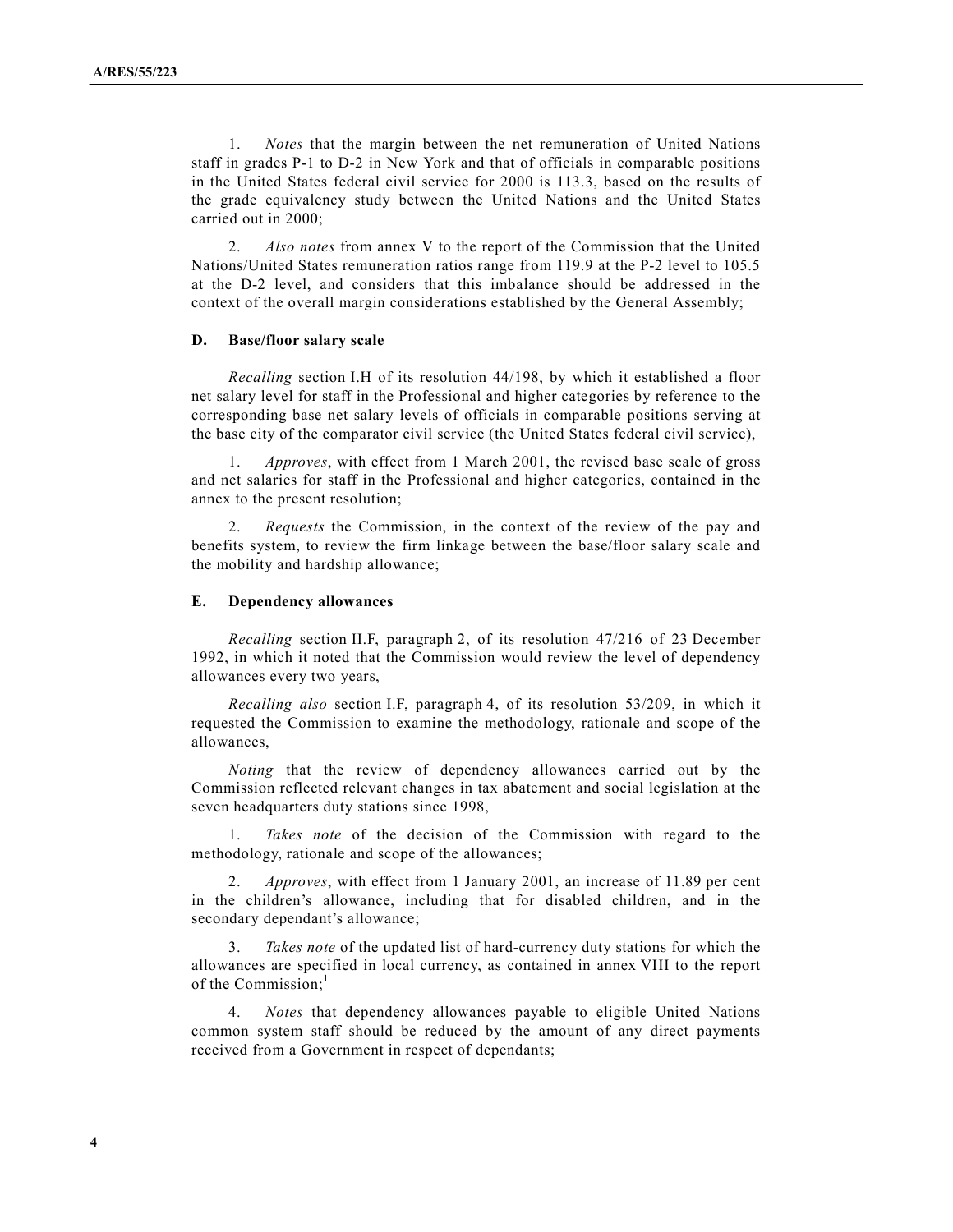1. *Notes* that the margin between the net remuneration of United Nations staff in grades P-1 to D-2 in New York and that of officials in comparable positions in the United States federal civil service for 2000 is 113.3, based on the results of the grade equivalency study between the United Nations and the United States carried out in 2000;

2. *Also notes* from annex V to the report of the Commission that the United Nations/United States remuneration ratios range from 119.9 at the P-2 level to 105.5 at the D-2 level, and considers that this imbalance should be addressed in the context of the overall margin considerations established by the General Assembly;

### D. Base/floor salary scale

*Recalling* section I.H of its resolution 44/198, by which it established a floor net salary level for staff in the Professional and higher categories by reference to the corresponding base net salary levels of officials in comparable positions serving at the base city of the comparator civil service (the United States federal civil service),

1. *Approves*, with effect from 1 March 2001, the revised base scale of gross and net salaries for staff in the Professional and higher categories, contained in the annex to the present resolution;

2. *Requests* the Commission, in the context of the review of the pay and benefits system, to review the firm linkage between the base/floor salary scale and the mobility and hardship allowance;

### E. Dependency allowances

*Recalling* section II.F, paragraph 2, of its resolution 47/216 of 23 December 1992, in which it noted that the Commission would review the level of dependency allowances every two years,

*Recalling also* section I.F, paragraph 4, of its resolution 53/209, in which it requested the Commission to examine the methodology, rationale and scope of the allowances,

*Noting* that the review of dependency allowances carried out by the Commission reflected relevant changes in tax abatement and social legislation at the seven headquarters duty stations since 1998,

1. *Takes note* of the decision of the Commission with regard to the methodology, rationale and scope of the allowances;

2. *Approves*, with effect from 1 January 2001, an increase of 11.89 per cent in the children's allowance, including that for disabled children, and in the secondary dependant's allowance;

3. *Takes note* of the updated list of hard-currency duty stations for which the allowances are specified in local currency, as contained in annex VIII to the report of the Commission;[1]

4. *Notes* that dependency allowances payable to eligible United Nations common system staff should be reduced by the amount of any direct payments received from a Government in respect of dependants;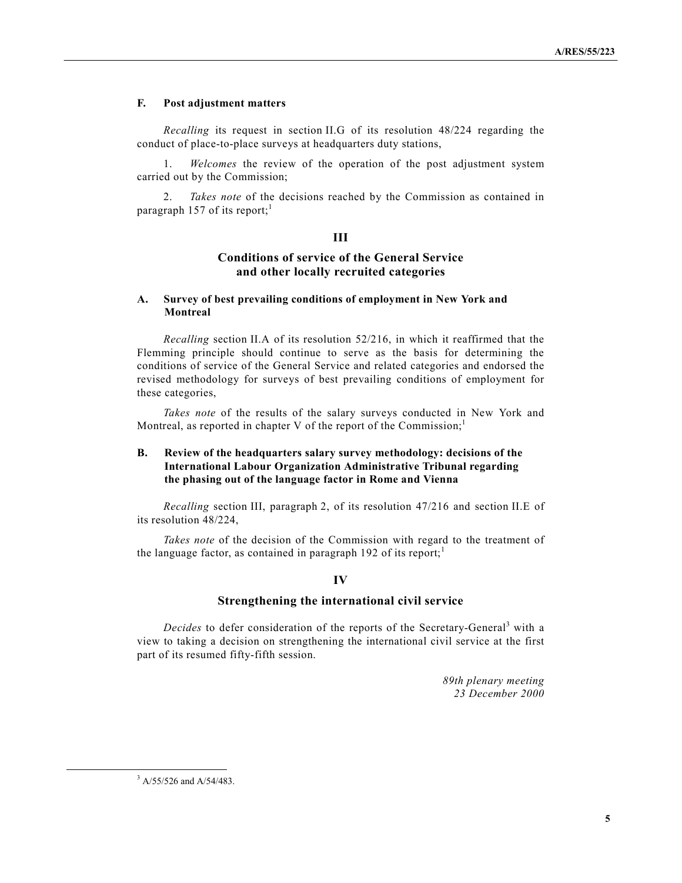### F. Post adjustment matters

*Recalling* its request in section II.G of its resolution 48/224 regarding the conduct of place-to-place surveys at headquarters duty stations,

1. *Welcomes* the review of the operation of the post adjustment system carried out by the Commission;

2. *Takes note* of the decisions reached by the Commission as contained in paragraph 157 of its report;[1]

## III

## Conditions of service of the General Service and other locally recruited categories

### A. Survey of best prevailing conditions of employment in New York and Montreal

*Recalling* section II.A of its resolution 52/216, in which it reaffirmed that the Flemming principle should continue to serve as the basis for determining the conditions of service of the General Service and related categories and endorsed the revised methodology for surveys of best prevailing conditions of employment for these categories,

*Takes note* of the results of the salary surveys conducted in New York and Montreal, as reported in chapter V of the report of the Commission;[1]

### B. Review of the headquarters salary survey methodology: decisions of the International Labour Organization Administrative Tribunal regarding the phasing out of the language factor in Rome and Vienna

*Recalling* section III, paragraph 2, of its resolution 47/216 and section II.E of its resolution 48/224,

*Takes note* of the decision of the Commission with regard to the treatment of the language factor, as contained in paragraph 192 of its report;[1]

## IV

## Strengthening the international civil service

*Decides* to defer consideration of the reports of the Secretary-General[3] with a view to taking a decision on strengthening the international civil service at the first part of its resumed fifty-fifth session.

*89th plenary meeting*
*23 December 2000*

---

[3] A/55/526 and A/54/483.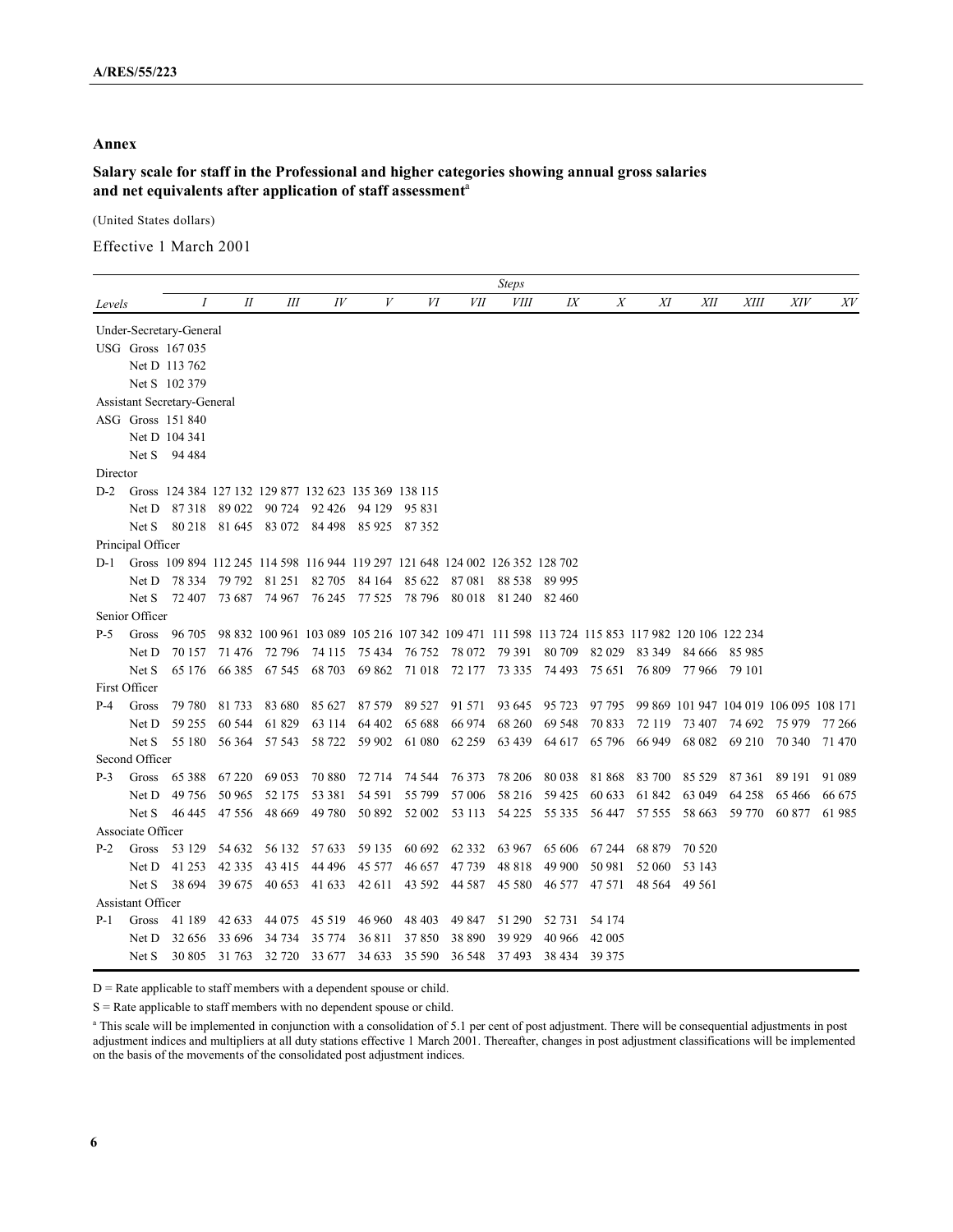## Annex

### Salary scale for staff in the Professional and higher categories showing annual gross salaries and net equivalents after application of staff assessment[a]

(United States dollars)

Effective 1 March 2001

| Levels | | I | II | III | IV | V | VI | VII | VIII | IX | X | XI | XII | XIII | XIV | XV |
|---|---|---|---|---|---|---|---|---|---|---|---|---|---|---|---|---|
| Under-Secretary-General | | | | | | | | | | | | | | | | |
| USG | Gross | 167 035 | | | | | | | | | | | | | | |
| | Net D | 113 762 | | | | | | | | | | | | | | |
| | Net S | 102 379 | | | | | | | | | | | | | | |
| Assistant Secretary-General | | | | | | | | | | | | | | | | |
| ASG | Gross | 151 840 | | | | | | | | | | | | | | |
| | Net D | 104 341 | | | | | | | | | | | | | | |
| | Net S | 94 484 | | | | | | | | | | | | | | |
| Director | | | | | | | | | | | | | | | | |
| D-2 | Gross | 124 384 | 127 132 | 129 877 | 132 623 | 135 369 | 138 115 | | | | | | | | | |
| | Net D | 87 318 | 89 022 | 90 724 | 92 426 | 94 129 | 95 831 | | | | | | | | | |
| | Net S | 80 218 | 81 645 | 83 072 | 84 498 | 85 925 | 87 352 | | | | | | | | | |
| Principal Officer | | | | | | | | | | | | | | | | |
| D-1 | Gross | 109 894 | 112 245 | 114 598 | 116 944 | 119 297 | 121 648 | 124 002 | 126 352 | 128 702 | | | | | | |
| | Net D | 78 334 | 79 792 | 81 251 | 82 705 | 84 164 | 85 622 | 87 081 | 88 538 | 89 995 | | | | | | |
| | Net S | 72 407 | 73 687 | 74 967 | 76 245 | 77 525 | 78 796 | 80 018 | 81 240 | 82 460 | | | | | | |
| Senior Officer | | | | | | | | | | | | | | | | |
| P-5 | Gross | 96 705 | 98 832 | 100 961 | 103 089 | 105 216 | 107 342 | 109 471 | 111 598 | 113 724 | 115 853 | 117 982 | 120 106 | 122 234 | | |
| | Net D | 70 157 | 71 476 | 72 796 | 74 115 | 75 434 | 76 752 | 78 072 | 79 391 | 80 709 | 82 029 | 83 349 | 84 666 | 85 985 | | |
| | Net S | 65 176 | 66 385 | 67 545 | 68 703 | 69 862 | 71 018 | 72 177 | 73 335 | 74 493 | 75 651 | 76 809 | 77 966 | 79 101 | | |
| First Officer | | | | | | | | | | | | | | | | |
| P-4 | Gross | 79 780 | 81 733 | 83 680 | 85 627 | 87 579 | 89 527 | 91 571 | 93 645 | 95 723 | 97 795 | 99 869 | 101 947 | 104 019 | 106 095 | 108 171 |
| | Net D | 59 255 | 60 544 | 61 829 | 63 114 | 64 402 | 65 688 | 66 974 | 68 260 | 69 548 | 70 833 | 72 119 | 73 407 | 74 692 | 75 979 | 77 266 |
| | Net S | 55 180 | 56 364 | 57 543 | 58 722 | 59 902 | 61 080 | 62 259 | 63 439 | 64 617 | 65 796 | 66 949 | 68 082 | 69 210 | 70 340 | 71 470 |
| Second Officer | | | | | | | | | | | | | | | | |
| P-3 | Gross | 65 388 | 67 220 | 69 053 | 70 880 | 72 714 | 74 544 | 76 373 | 78 206 | 80 038 | 81 868 | 83 700 | 85 529 | 87 361 | 89 191 | 91 089 |
| | Net D | 49 756 | 50 965 | 52 175 | 53 381 | 54 591 | 55 799 | 57 006 | 58 216 | 59 425 | 60 633 | 61 842 | 63 049 | 64 258 | 65 466 | 66 675 |
| | Net S | 46 445 | 47 556 | 48 669 | 49 780 | 50 892 | 52 002 | 53 113 | 54 225 | 55 335 | 56 447 | 57 555 | 58 663 | 59 770 | 60 877 | 61 985 |
| Associate Officer | | | | | | | | | | | | | | | | |
| P-2 | Gross | 53 129 | 54 632 | 56 132 | 57 633 | 59 135 | 60 692 | 62 332 | 63 967 | 65 606 | 67 244 | 68 879 | 70 520 | | | |
| | Net D | 41 253 | 42 335 | 43 415 | 44 496 | 45 577 | 46 657 | 47 739 | 48 818 | 49 900 | 50 981 | 52 060 | 53 143 | | | |
| | Net S | 38 694 | 39 675 | 40 653 | 41 633 | 42 611 | 43 592 | 44 587 | 45 580 | 46 577 | 47 571 | 48 564 | 49 561 | | | |
| Assistant Officer | | | | | | | | | | | | | | | | |
| P-1 | Gross | 41 189 | 42 633 | 44 075 | 45 519 | 46 960 | 48 403 | 49 847 | 51 290 | 52 731 | 54 174 | | | | | |
| | Net D | 32 656 | 33 696 | 34 734 | 35 774 | 36 811 | 37 850 | 38 890 | 39 929 | 40 966 | 42 005 | | | | | |
| | Net S | 30 805 | 31 763 | 32 720 | 33 677 | 34 633 | 35 590 | 36 548 | 37 493 | 38 434 | 39 375 | | | | | |

D = Rate applicable to staff members with a dependent spouse or child.

S = Rate applicable to staff members with no dependent spouse or child.

[a] This scale will be implemented in conjunction with a consolidation of 5.1 per cent of post adjustment. There will be consequential adjustments in post adjustment indices and multipliers at all duty stations effective 1 March 2001. Thereafter, changes in post adjustment classifications will be implemented on the basis of the movements of the consolidated post adjustment indices.